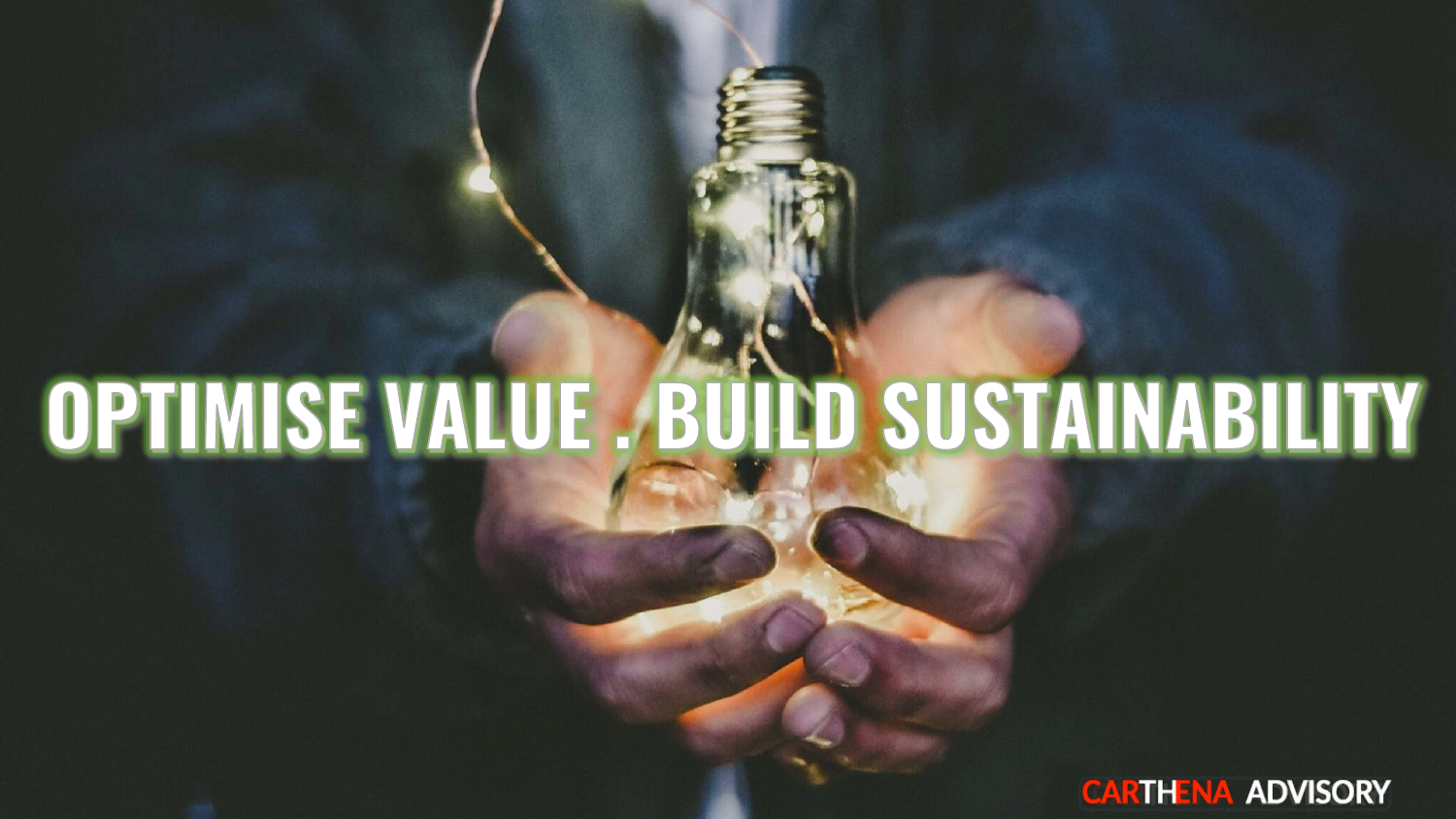# OPTIMISE VALUE . BUILD SUSTAINABILITY

CARTHENA ADVISORY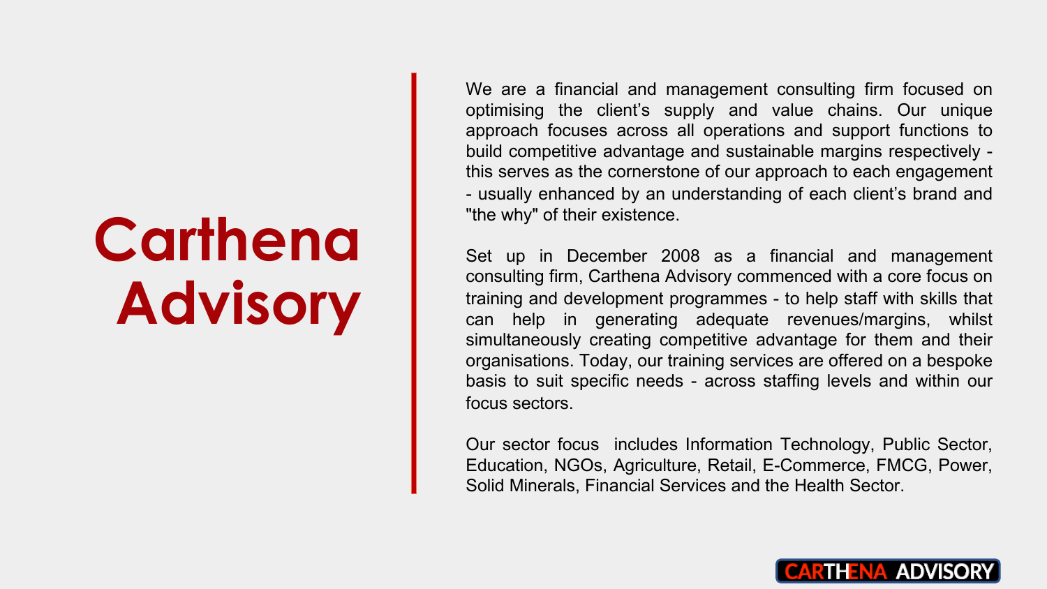# Carthena Advisory

We are a financial and management consulting firm focused on optimising the client's supply and value chains. Our unique approach focuses across all operations and support functions to build competitive advantage and sustainable margins respectively - this serves as the cornerstone of our approach to each engagement - usually enhanced by an understanding of each client's brand and "the why" of their existence.

Set up in December 2008 as a financial and management consulting firm, Carthena Advisory commenced with a core focus on training and development programmes - to help staff with skills that can help in generating adequate revenues/margins, whilst simultaneously creating competitive advantage for them and their organisations. Today, our training services are offered on a bespoke basis to suit specific needs - across staffing levels and within our focus sectors.

Our sector focus includes Information Technology, Public Sector, Education, NGOs, Agriculture, Retail, E-Commerce, FMCG, Power, Solid Minerals, Financial Services and the Health Sector.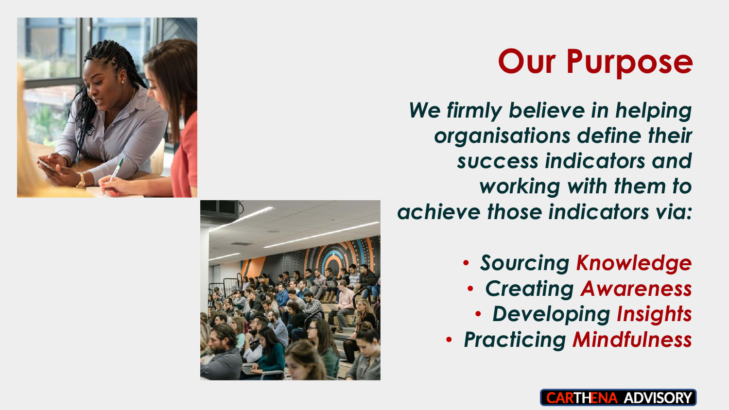# Our Purpose

*We firmly believe in helping organisations define their success indicators and working with them to achieve those indicators via:*

- *Sourcing Knowledge*
- *Creating Awareness*
- *Developing Insights*
- *Practicing Mindfulness*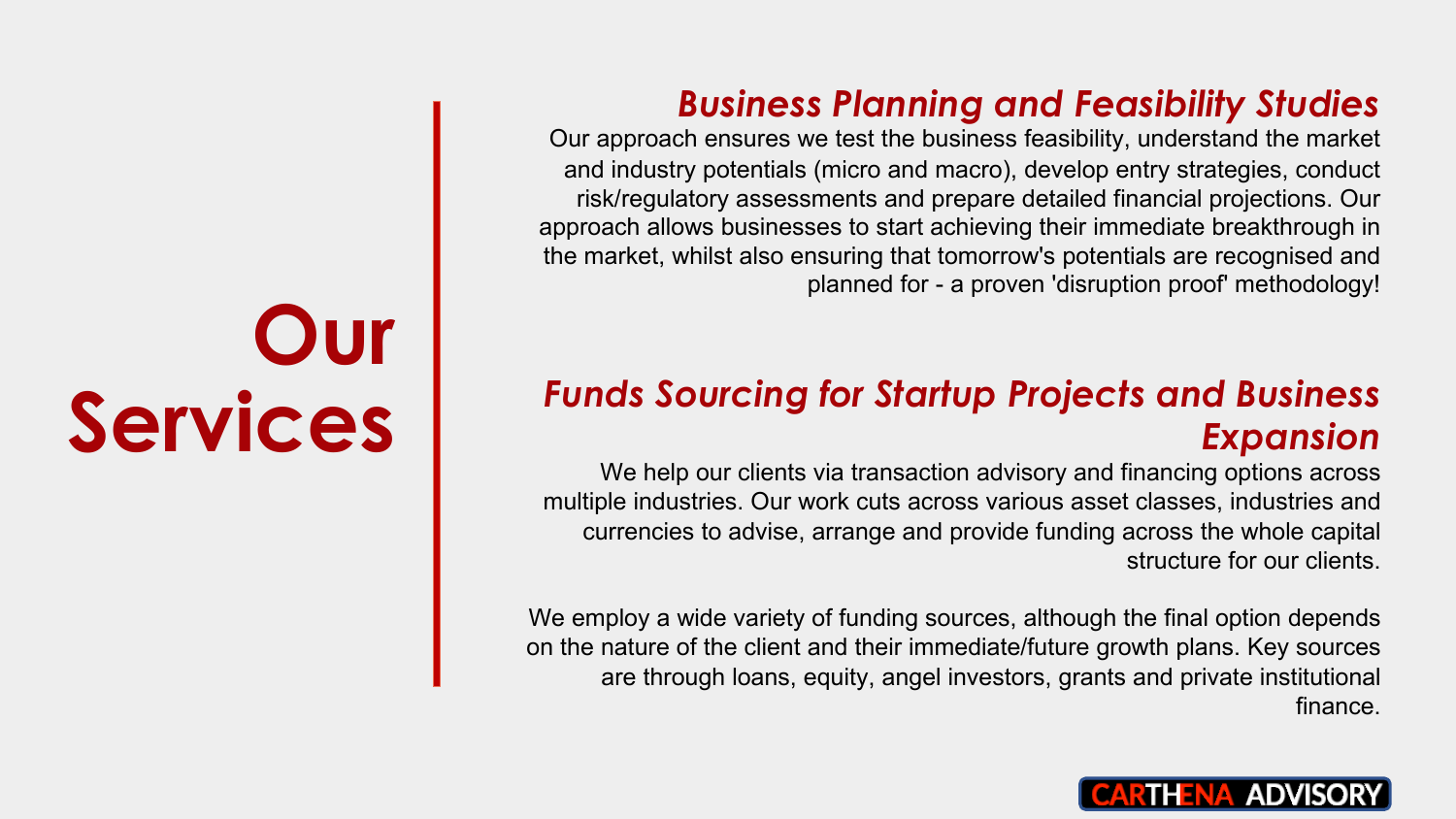# Our Services

## *Business Planning and Feasibility Studies*

Our approach ensures we test the business feasibility, understand the market and industry potentials (micro and macro), develop entry strategies, conduct risk/regulatory assessments and prepare detailed financial projections. Our approach allows businesses to start achieving their immediate breakthrough in the market, whilst also ensuring that tomorrow's potentials are recognised and planned for - a proven 'disruption proof' methodology!

## *Funds Sourcing for Startup Projects and Business Expansion*

We help our clients via transaction advisory and financing options across multiple industries. Our work cuts across various asset classes, industries and currencies to advise, arrange and provide funding across the whole capital structure for our clients.

We employ a wide variety of funding sources, although the final option depends on the nature of the client and their immediate/future growth plans. Key sources are through loans, equity, angel investors, grants and private institutional finance.

CARTHENA ADVISORY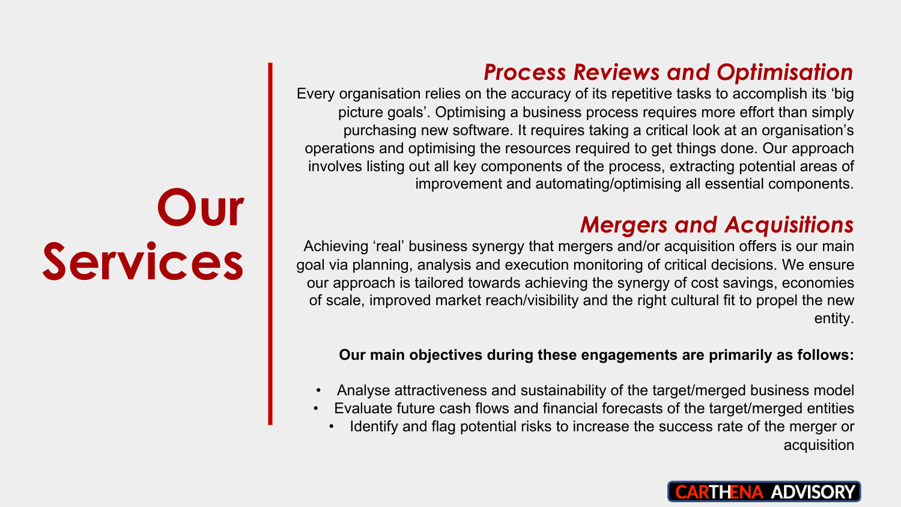# Our Services

## *Process Reviews and Optimisation*

Every organisation relies on the accuracy of its repetitive tasks to accomplish its 'big picture goals'. Optimising a business process requires more effort than simply purchasing new software. It requires taking a critical look at an organisation's operations and optimising the resources required to get things done. Our approach involves listing out all key components of the process, extracting potential areas of improvement and automating/optimising all essential components.

## *Mergers and Acquisitions*

Achieving 'real' business synergy that mergers and/or acquisition offers is our main goal via planning, analysis and execution monitoring of critical decisions. We ensure our approach is tailored towards achieving the synergy of cost savings, economies of scale, improved market reach/visibility and the right cultural fit to propel the new entity.

**Our main objectives during these engagements are primarily as follows:**

- Analyse attractiveness and sustainability of the target/merged business model
- Evaluate future cash flows and financial forecasts of the target/merged entities
- Identify and flag potential risks to increase the success rate of the merger or acquisition

CARTHENA ADVISORY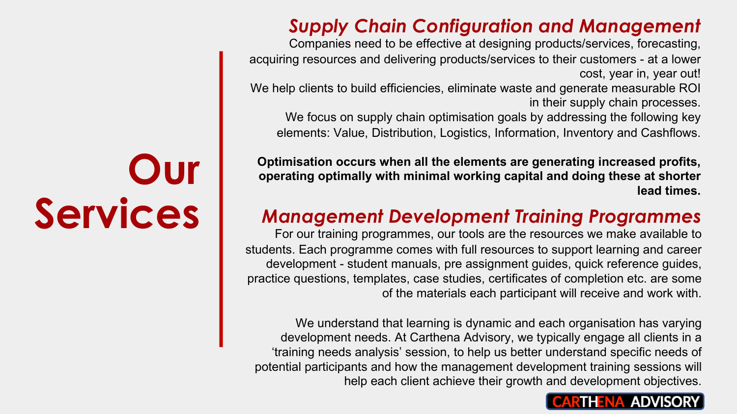# Our Services

## *Supply Chain Configuration and Management*

Companies need to be effective at designing products/services, forecasting, acquiring resources and delivering products/services to their customers - at a lower cost, year in, year out!

We help clients to build efficiencies, eliminate waste and generate measurable ROI in their supply chain processes.

We focus on supply chain optimisation goals by addressing the following key elements: Value, Distribution, Logistics, Information, Inventory and Cashflows.

**Optimisation occurs when all the elements are generating increased profits, operating optimally with minimal working capital and doing these at shorter lead times.**

## *Management Development Training Programmes*

For our training programmes, our tools are the resources we make available to students. Each programme comes with full resources to support learning and career development - student manuals, pre assignment guides, quick reference guides, practice questions, templates, case studies, certificates of completion etc. are some of the materials each participant will receive and work with.

We understand that learning is dynamic and each organisation has varying development needs. At Carthena Advisory, we typically engage all clients in a 'training needs analysis' session, to help us better understand specific needs of potential participants and how the management development training sessions will help each client achieve their growth and development objectives.

CARTHENA ADVISORY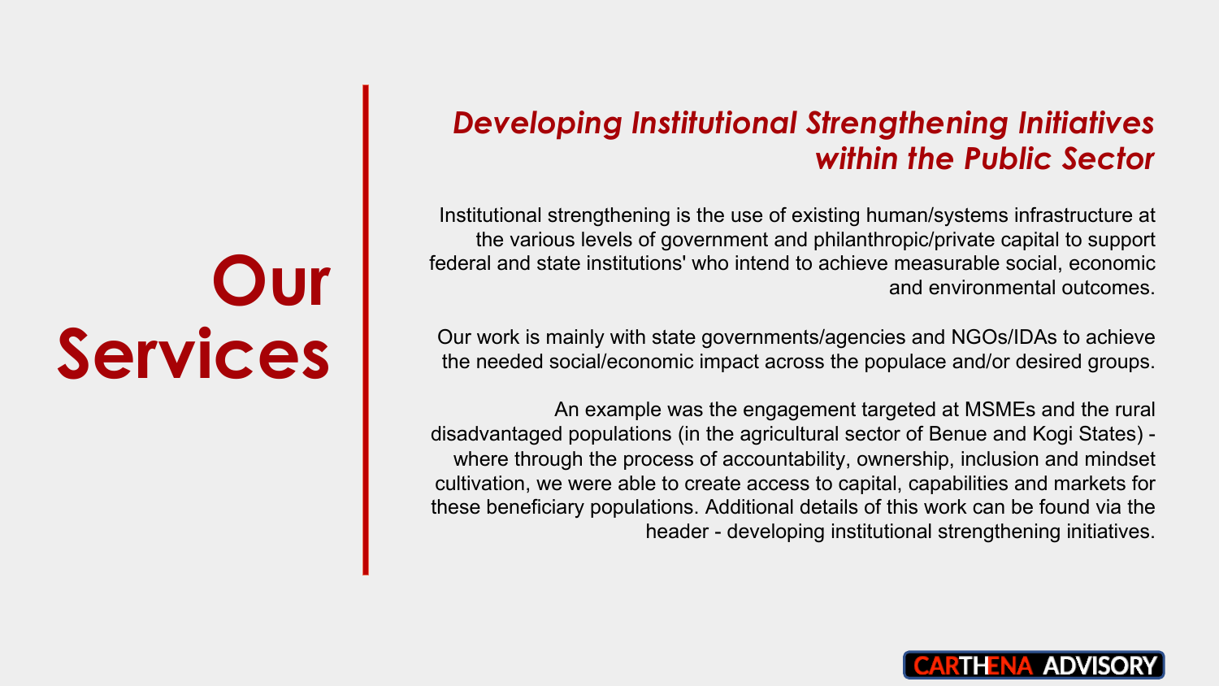# Our Services

## *Developing Institutional Strengthening Initiatives within the Public Sector*

Institutional strengthening is the use of existing human/systems infrastructure at the various levels of government and philanthropic/private capital to support federal and state institutions' who intend to achieve measurable social, economic and environmental outcomes.

Our work is mainly with state governments/agencies and NGOs/IDAs to achieve the needed social/economic impact across the populace and/or desired groups.

An example was the engagement targeted at MSMEs and the rural disadvantaged populations (in the agricultural sector of Benue and Kogi States) - where through the process of accountability, ownership, inclusion and mindset cultivation, we were able to create access to capital, capabilities and markets for these beneficiary populations. Additional details of this work can be found via the header - developing institutional strengthening initiatives.

CARTHENA ADVISORY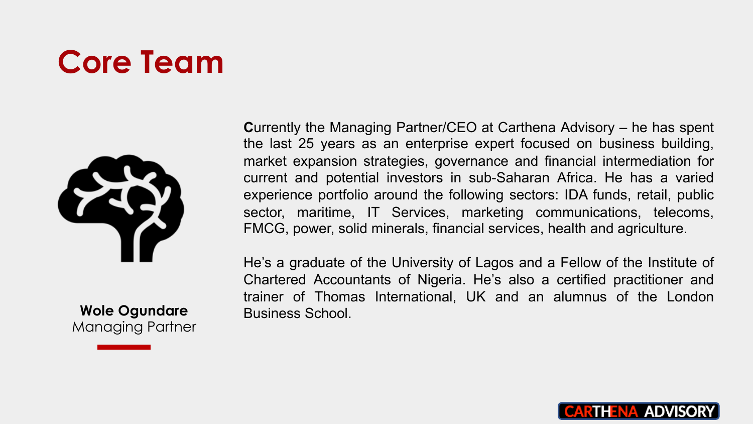# Core Team

**Wole Ogundare**
Managing Partner

**C**urrently the Managing Partner/CEO at Carthena Advisory – he has spent the last 25 years as an enterprise expert focused on business building, market expansion strategies, governance and financial intermediation for current and potential investors in sub-Saharan Africa. He has a varied experience portfolio around the following sectors: IDA funds, retail, public sector, maritime, IT Services, marketing communications, telecoms, FMCG, power, solid minerals, financial services, health and agriculture.

He's a graduate of the University of Lagos and a Fellow of the Institute of Chartered Accountants of Nigeria. He's also a certified practitioner and trainer of Thomas International, UK and an alumnus of the London Business School.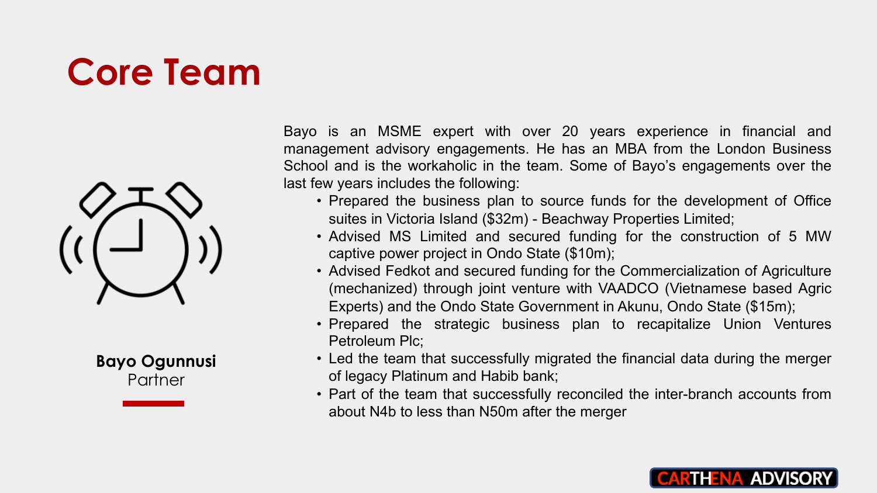# Core Team

**Bayo Ogunnusi**
Partner

Bayo is an MSME expert with over 20 years experience in financial and management advisory engagements. He has an MBA from the London Business School and is the workaholic in the team. Some of Bayo's engagements over the last few years includes the following:

- Prepared the business plan to source funds for the development of Office suites in Victoria Island ($32m) - Beachway Properties Limited;
- Advised MS Limited and secured funding for the construction of 5 MW captive power project in Ondo State ($10m);
- Advised Fedkot and secured funding for the Commercialization of Agriculture (mechanized) through joint venture with VAADCO (Vietnamese based Agric Experts) and the Ondo State Government in Akunu, Ondo State ($15m);
- Prepared the strategic business plan to recapitalize Union Ventures Petroleum Plc;
- Led the team that successfully migrated the financial data during the merger of legacy Platinum and Habib bank;
- Part of the team that successfully reconciled the inter-branch accounts from about N4b to less than N50m after the merger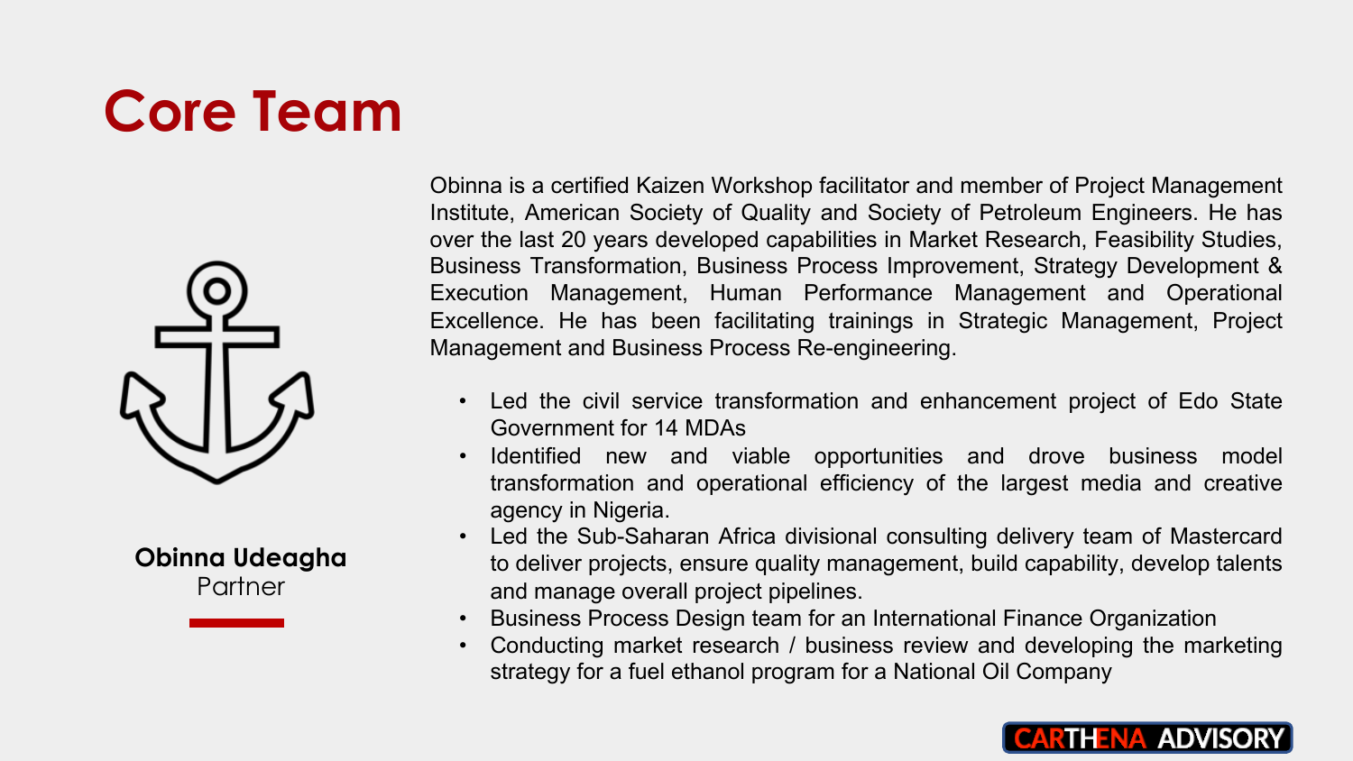# Core Team

**Obinna Udeagha**
Partner

Obinna is a certified Kaizen Workshop facilitator and member of Project Management Institute, American Society of Quality and Society of Petroleum Engineers. He has over the last 20 years developed capabilities in Market Research, Feasibility Studies, Business Transformation, Business Process Improvement, Strategy Development & Execution Management, Human Performance Management and Operational Excellence. He has been facilitating trainings in Strategic Management, Project Management and Business Process Re-engineering.

- Led the civil service transformation and enhancement project of Edo State Government for 14 MDAs
- Identified new and viable opportunities and drove business model transformation and operational efficiency of the largest media and creative agency in Nigeria.
- Led the Sub-Saharan Africa divisional consulting delivery team of Mastercard to deliver projects, ensure quality management, build capability, develop talents and manage overall project pipelines.
- Business Process Design team for an International Finance Organization
- Conducting market research / business review and developing the marketing strategy for a fuel ethanol program for a National Oil Company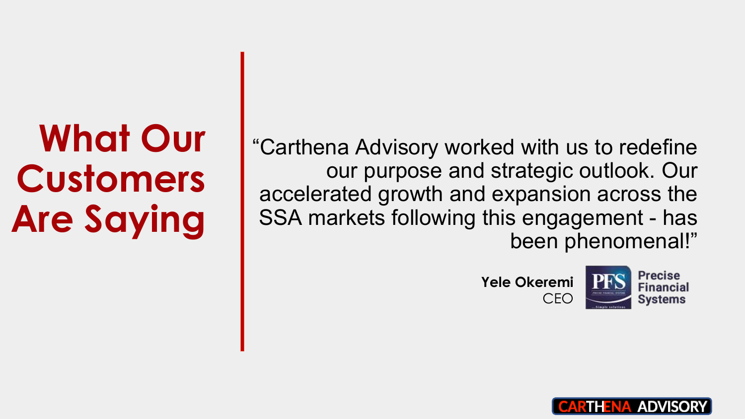# What Our Customers Are Saying

"Carthena Advisory worked with us to redefine our purpose and strategic outlook. Our accelerated growth and expansion across the SSA markets following this engagement - has been phenomenal!"

**Yele Okeremi**
CEO

Precise Financial Systems

CARTHENA ADVISORY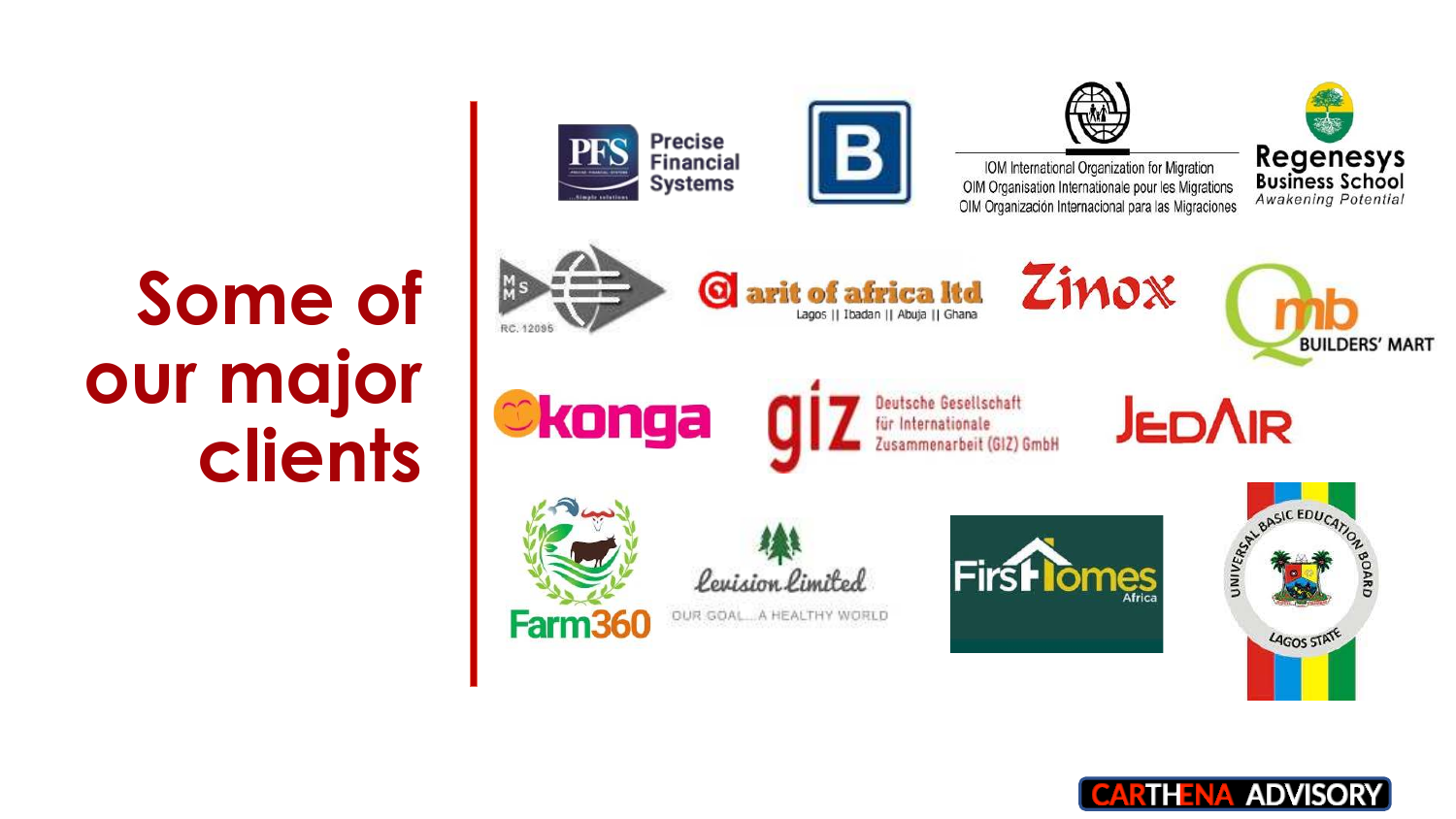# Some of our major clients

Precise Financial Systems

IOM International Organization for Migration
OIM Organisation Internationale pour les Migrations
OIM Organización Internacional para las Migraciones

Regenesys Business School
Awakening Potential

RC. 12095

arit of africa ltd
Lagos || Ibadan || Abuja || Ghana

Zinox

BUILDERS' MART

konga

giz Deutsche Gesellschaft für Internationale Zusammenarbeit (GIZ) GmbH

JEDAIR

Farm360

Levision Limited
OUR GOAL... A HEALTHY WORLD

FirstHomes Africa

UNIVERSAL BASIC EDUCATION BOARD
LAGOS STATE

CARTHENA ADVISORY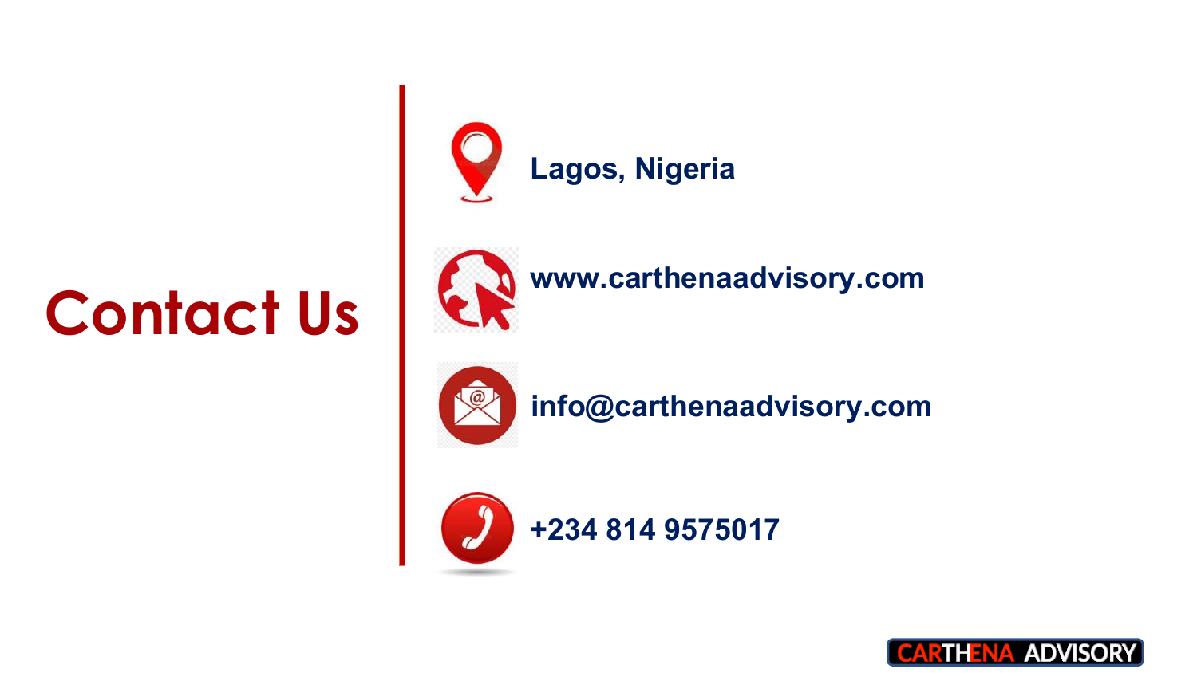# Contact Us

Lagos, Nigeria

www.carthenaadvisory.com

info@carthenaadvisory.com

+234 814 9575017

CARTHENA ADVISORY